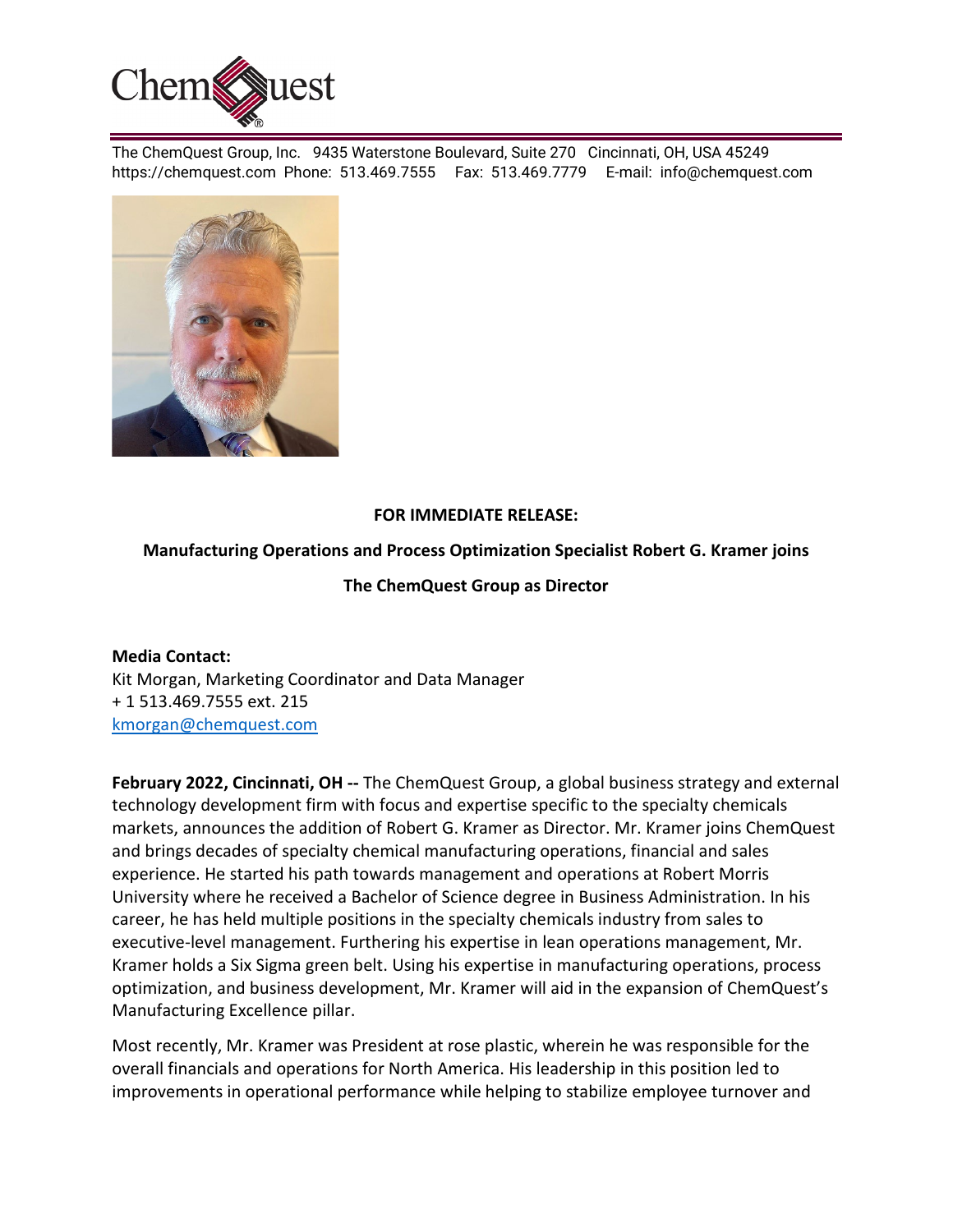ChemQuest

The ChemQuest Group, Inc. 9435 Waterstone Boulevard, Suite 270 Cincinnati, OH, USA 45249
https://chemquest.com Phone: 513.469.7555 Fax: 513.469.7779 E-mail: info@chemquest.com

**FOR IMMEDIATE RELEASE:**

**Manufacturing Operations and Process Optimization Specialist Robert G. Kramer joins The ChemQuest Group as Director**

**Media Contact:**
Kit Morgan, Marketing Coordinator and Data Manager
+ 1 513.469.7555 ext. 215
kmorgan@chemquest.com

**February 2022, Cincinnati, OH --** The ChemQuest Group, a global business strategy and external technology development firm with focus and expertise specific to the specialty chemicals markets, announces the addition of Robert G. Kramer as Director. Mr. Kramer joins ChemQuest and brings decades of specialty chemical manufacturing operations, financial and sales experience. He started his path towards management and operations at Robert Morris University where he received a Bachelor of Science degree in Business Administration. In his career, he has held multiple positions in the specialty chemicals industry from sales to executive-level management. Furthering his expertise in lean operations management, Mr. Kramer holds a Six Sigma green belt. Using his expertise in manufacturing operations, process optimization, and business development, Mr. Kramer will aid in the expansion of ChemQuest's Manufacturing Excellence pillar.

Most recently, Mr. Kramer was President at rose plastic, wherein he was responsible for the overall financials and operations for North America. His leadership in this position led to improvements in operational performance while helping to stabilize employee turnover and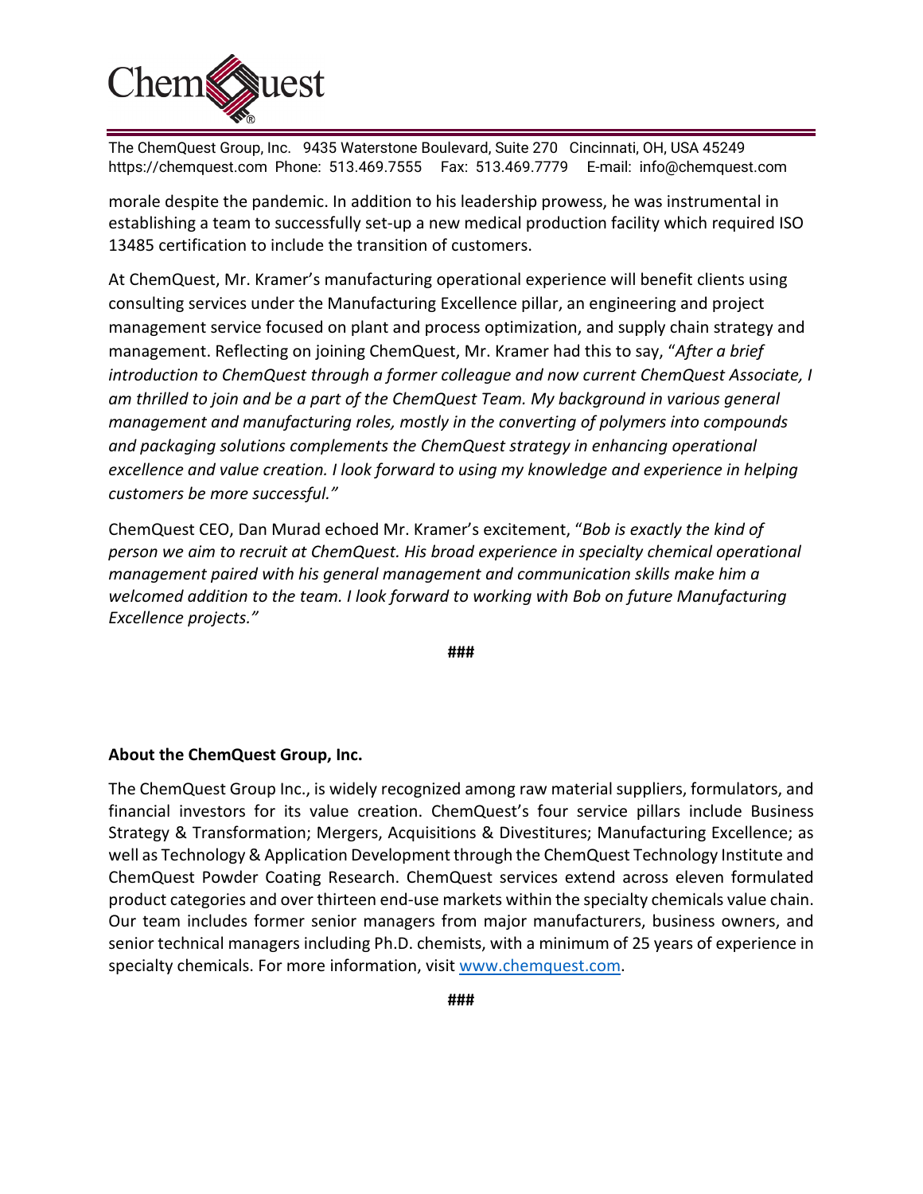morale despite the pandemic. In addition to his leadership prowess, he was instrumental in establishing a team to successfully set-up a new medical production facility which required ISO 13485 certification to include the transition of customers.

At ChemQuest, Mr. Kramer's manufacturing operational experience will benefit clients using consulting services under the Manufacturing Excellence pillar, an engineering and project management service focused on plant and process optimization, and supply chain strategy and management. Reflecting on joining ChemQuest, Mr. Kramer had this to say, "*After a brief introduction to ChemQuest through a former colleague and now current ChemQuest Associate, I am thrilled to join and be a part of the ChemQuest Team. My background in various general management and manufacturing roles, mostly in the converting of polymers into compounds and packaging solutions complements the ChemQuest strategy in enhancing operational excellence and value creation. I look forward to using my knowledge and experience in helping customers be more successful.*"

ChemQuest CEO, Dan Murad echoed Mr. Kramer's excitement, "*Bob is exactly the kind of person we aim to recruit at ChemQuest. His broad experience in specialty chemical operational management paired with his general management and communication skills make him a welcomed addition to the team. I look forward to working with Bob on future Manufacturing Excellence projects.*"

**###**

**About the ChemQuest Group, Inc.**

The ChemQuest Group Inc., is widely recognized among raw material suppliers, formulators, and financial investors for its value creation. ChemQuest's four service pillars include Business Strategy & Transformation; Mergers, Acquisitions & Divestitures; Manufacturing Excellence; as well as Technology & Application Development through the ChemQuest Technology Institute and ChemQuest Powder Coating Research. ChemQuest services extend across eleven formulated product categories and over thirteen end-use markets within the specialty chemicals value chain. Our team includes former senior managers from major manufacturers, business owners, and senior technical managers including Ph.D. chemists, with a minimum of 25 years of experience in specialty chemicals. For more information, visit [www.chemquest.com](www.chemquest.com).

**###**